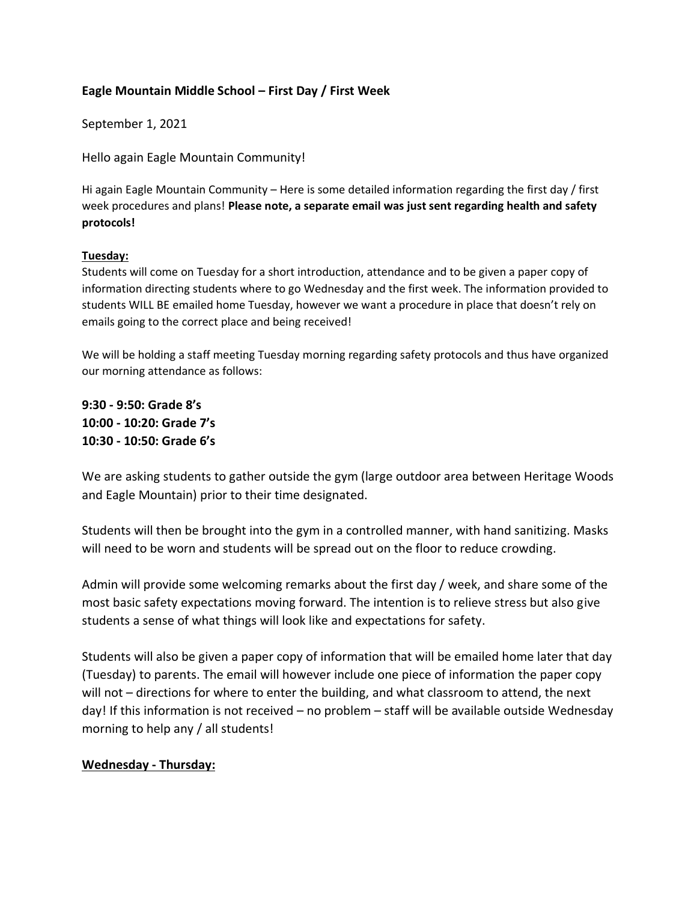# Eagle Mountain Middle School – First Day / First Week

September 1, 2021

Hello again Eagle Mountain Community!

Hi again Eagle Mountain Community – Here is some detailed information regarding the first day / first week procedures and plans! **Please note, a separate email was just sent regarding health and safety protocols!**

**Tuesday:**

Students will come on Tuesday for a short introduction, attendance and to be given a paper copy of information directing students where to go Wednesday and the first week. The information provided to students WILL BE emailed home Tuesday, however we want a procedure in place that doesn't rely on emails going to the correct place and being received!

We will be holding a staff meeting Tuesday morning regarding safety protocols and thus have organized our morning attendance as follows:

**9:30 - 9:50: Grade 8's**
**10:00 - 10:20: Grade 7's**
**10:30 - 10:50: Grade 6's**

We are asking students to gather outside the gym (large outdoor area between Heritage Woods and Eagle Mountain) prior to their time designated.

Students will then be brought into the gym in a controlled manner, with hand sanitizing. Masks will need to be worn and students will be spread out on the floor to reduce crowding.

Admin will provide some welcoming remarks about the first day / week, and share some of the most basic safety expectations moving forward. The intention is to relieve stress but also give students a sense of what things will look like and expectations for safety.

Students will also be given a paper copy of information that will be emailed home later that day (Tuesday) to parents. The email will however include one piece of information the paper copy will not – directions for where to enter the building, and what classroom to attend, the next day! If this information is not received – no problem – staff will be available outside Wednesday morning to help any / all students!

**Wednesday - Thursday:**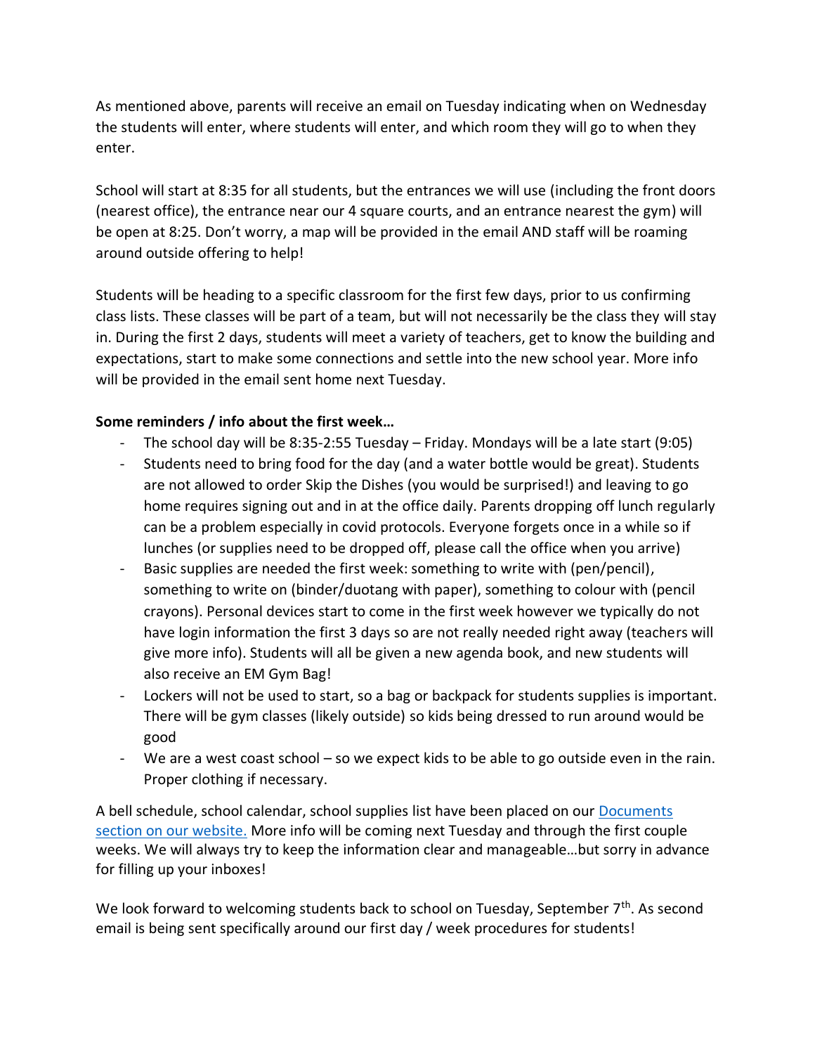As mentioned above, parents will receive an email on Tuesday indicating when on Wednesday the students will enter, where students will enter, and which room they will go to when they enter.

School will start at 8:35 for all students, but the entrances we will use (including the front doors (nearest office), the entrance near our 4 square courts, and an entrance nearest the gym) will be open at 8:25. Don't worry, a map will be provided in the email AND staff will be roaming around outside offering to help!

Students will be heading to a specific classroom for the first few days, prior to us confirming class lists. These classes will be part of a team, but will not necessarily be the class they will stay in. During the first 2 days, students will meet a variety of teachers, get to know the building and expectations, start to make some connections and settle into the new school year. More info will be provided in the email sent home next Tuesday.

**Some reminders / info about the first week…**

- The school day will be 8:35-2:55 Tuesday – Friday. Mondays will be a late start (9:05)
- Students need to bring food for the day (and a water bottle would be great). Students are not allowed to order Skip the Dishes (you would be surprised!) and leaving to go home requires signing out and in at the office daily. Parents dropping off lunch regularly can be a problem especially in covid protocols. Everyone forgets once in a while so if lunches (or supplies need to be dropped off, please call the office when you arrive)
- Basic supplies are needed the first week: something to write with (pen/pencil), something to write on (binder/duotang with paper), something to colour with (pencil crayons). Personal devices start to come in the first week however we typically do not have login information the first 3 days so are not really needed right away (teachers will give more info). Students will all be given a new agenda book, and new students will also receive an EM Gym Bag!
- Lockers will not be used to start, so a bag or backpack for students supplies is important. There will be gym classes (likely outside) so kids being dressed to run around would be good
- We are a west coast school – so we expect kids to be able to go outside even in the rain. Proper clothing if necessary.

A bell schedule, school calendar, school supplies list have been placed on our [Documents section on our website.] More info will be coming next Tuesday and through the first couple weeks. We will always try to keep the information clear and manageable…but sorry in advance for filling up your inboxes!

We look forward to welcoming students back to school on Tuesday, September 7th. As second email is being sent specifically around our first day / week procedures for students!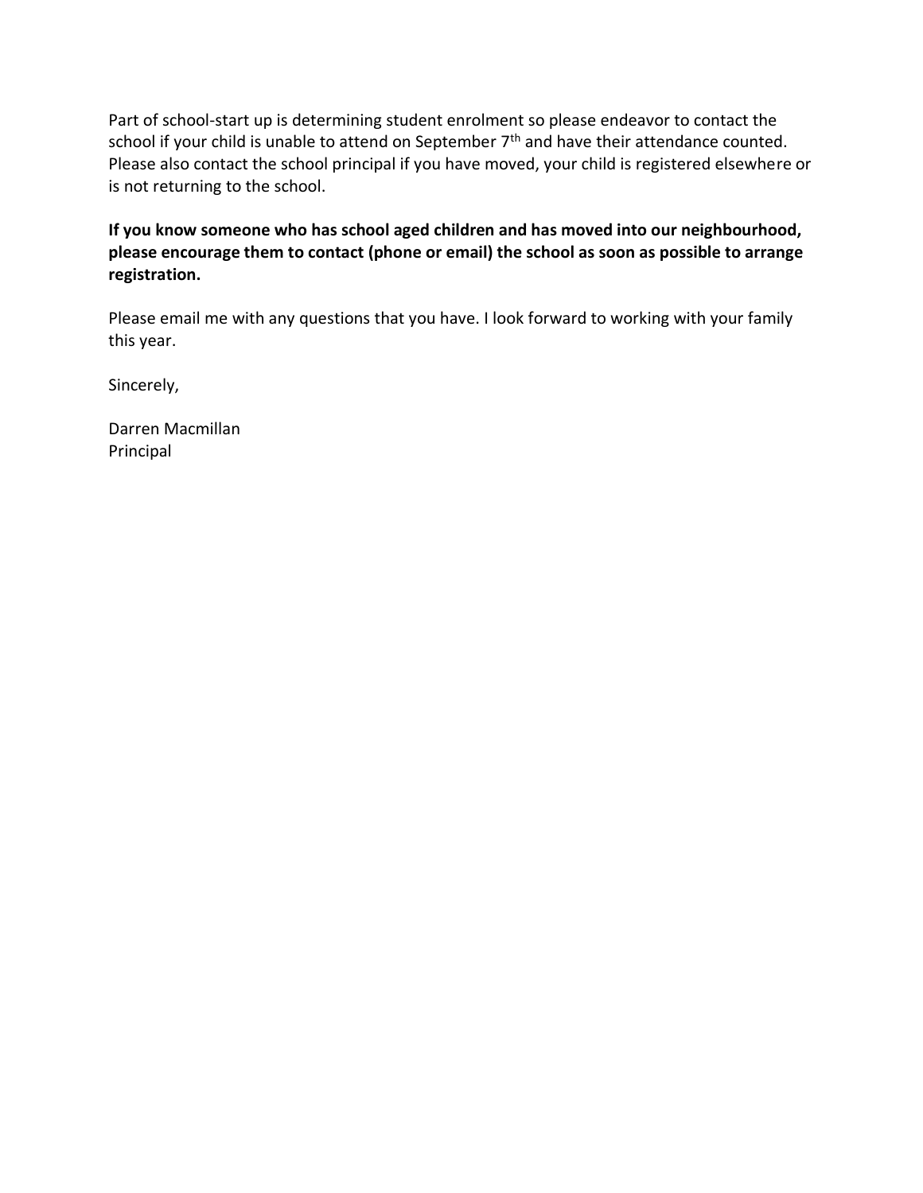Part of school-start up is determining student enrolment so please endeavor to contact the school if your child is unable to attend on September 7th and have their attendance counted. Please also contact the school principal if you have moved, your child is registered elsewhere or is not returning to the school.

**If you know someone who has school aged children and has moved into our neighbourhood, please encourage them to contact (phone or email) the school as soon as possible to arrange registration.**

Please email me with any questions that you have. I look forward to working with your family this year.

Sincerely,

Darren Macmillan
Principal